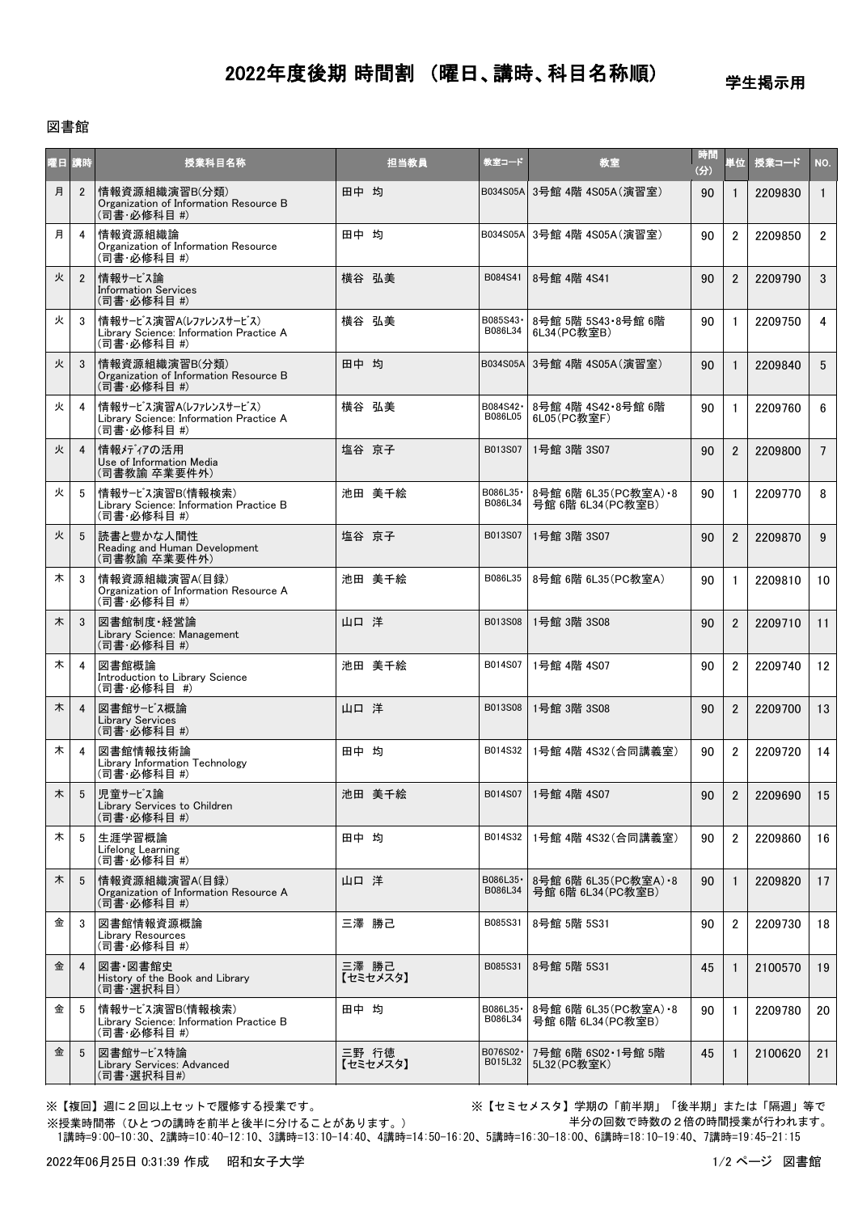# 2022年度後期 時間割 （曜日、講時、科目名称順）

学生掲示用

図書館

| 曜日 | 講時 | 授業科目名称 | 担当教員 | 教室コード | 教室 | 時間(分) | 単位 | 授業コード | NO. |
|---|---|---|---|---|---|---|---|---|---|
| 月 | 2 | 情報資源組織演習B(分類) Organization of Information Resource B (司書･必修科目 #) | 田中 均 | B034S05A | 3号館 4階 4S05A(演習室) | 90 | 1 | 2209830 | 1 |
| 月 | 4 | 情報資源組織論 Organization of Information Resource (司書･必修科目 #) | 田中 均 | B034S05A | 3号館 4階 4S05A(演習室) | 90 | 2 | 2209850 | 2 |
| 火 | 2 | 情報ｻｰﾋﾞｽ論 Information Services (司書･必修科目 #) | 横谷 弘美 | B084S41 | 8号館 4階 4S41 | 90 | 2 | 2209790 | 3 |
| 火 | 3 | 情報ｻｰﾋﾞｽ演習A(ﾚﾌｧﾚﾝｽｻｰﾋﾞｽ) Library Science: Information Practice A (司書･必修科目 #) | 横谷 弘美 | B085S43･B086L34 | 8号館 5階 5S43･8号館 6階 6L34(PC教室B) | 90 | 1 | 2209750 | 4 |
| 火 | 3 | 情報資源組織演習B(分類) Organization of Information Resource B (司書･必修科目 #) | 田中 均 | B034S05A | 3号館 4階 4S05A(演習室) | 90 | 1 | 2209840 | 5 |
| 火 | 4 | 情報ｻｰﾋﾞｽ演習A(ﾚﾌｧﾚﾝｽｻｰﾋﾞｽ) Library Science: Information Practice A (司書･必修科目 #) | 横谷 弘美 | B084S42･B086L05 | 8号館 4階 4S42･8号館 6階 6L05(PC教室F) | 90 | 1 | 2209760 | 6 |
| 火 | 4 | 情報ﾒﾃﾞｨｱの活用 Use of Information Media (司書教諭 卒業要件外) | 塩谷 京子 | B013S07 | 1号館 3階 3S07 | 90 | 2 | 2209800 | 7 |
| 火 | 5 | 情報ｻｰﾋﾞｽ演習B(情報検索) Library Science: Information Practice B (司書･必修科目 #) | 池田 美千絵 | B086L35･B086L34 | 8号館 6階 6L35(PC教室A)･8号館 6階 6L34(PC教室B) | 90 | 1 | 2209770 | 8 |
| 火 | 5 | 読書と豊かな人間性 Reading and Human Development (司書教諭 卒業要件外) | 塩谷 京子 | B013S07 | 1号館 3階 3S07 | 90 | 2 | 2209870 | 9 |
| 木 | 3 | 情報資源組織演習A(目録) Organization of Information Resource A (司書･必修科目 #) | 池田 美千絵 | B086L35 | 8号館 6階 6L35(PC教室A) | 90 | 1 | 2209810 | 10 |
| 木 | 3 | 図書館制度･経営論 Library Science: Management (司書･必修科目 #) | 山口 洋 | B013S08 | 1号館 3階 3S08 | 90 | 2 | 2209710 | 11 |
| 木 | 4 | 図書館概論 Introduction to Library Science (司書･必修科目 #) | 池田 美千絵 | B014S07 | 1号館 4階 4S07 | 90 | 2 | 2209740 | 12 |
| 木 | 4 | 図書館ｻｰﾋﾞｽ概論 Library Services (司書･必修科目 #) | 山口 洋 | B013S08 | 1号館 3階 3S08 | 90 | 2 | 2209700 | 13 |
| 木 | 4 | 図書館情報技術論 Library Information Technology (司書･必修科目 #) | 田中 均 | B014S32 | 1号館 4階 4S32(合同講義室) | 90 | 2 | 2209720 | 14 |
| 木 | 5 | 児童ｻｰﾋﾞｽ論 Library Services to Children (司書･必修科目 #) | 池田 美千絵 | B014S07 | 1号館 4階 4S07 | 90 | 2 | 2209690 | 15 |
| 木 | 5 | 生涯学習概論 Lifelong Learning (司書･必修科目 #) | 田中 均 | B014S32 | 1号館 4階 4S32(合同講義室) | 90 | 2 | 2209860 | 16 |
| 木 | 5 | 情報資源組織演習A(目録) Organization of Information Resource A (司書･必修科目 #) | 山口 洋 | B086L35･B086L34 | 8号館 6階 6L35(PC教室A)･8号館 6階 6L34(PC教室B) | 90 | 1 | 2209820 | 17 |
| 金 | 3 | 図書館情報資源概論 Library Resources (司書･必修科目 #) | 三澤 勝己 | B085S31 | 8号館 5階 5S31 | 90 | 2 | 2209730 | 18 |
| 金 | 4 | 図書･図書館史 History of the Book and Library (司書･選択科目) | 三澤 勝己 【セミセメスタ】 | B085S31 | 8号館 5階 5S31 | 45 | 1 | 2100570 | 19 |
| 金 | 5 | 情報ｻｰﾋﾞｽ演習B(情報検索) Library Science: Information Practice B (司書･必修科目 #) | 田中 均 | B086L35･B086L34 | 8号館 6階 6L35(PC教室A)･8号館 6階 6L34(PC教室B) | 90 | 1 | 2209780 | 20 |
| 金 | 5 | 図書館ｻｰﾋﾞｽ特論 Library Services: Advanced (司書･選択科目#) | 三野 行徳 【セミセメスタ】 | B076S02･B015L32 | 7号館 6階 6S02･1号館 5階 5L32(PC教室K) | 45 | 1 | 2100620 | 21 |

※【複回】週に２回以上セットで履修する授業です。

※【セミセメスタ】学期の「前半期」「後半期」または「隔週」等で半分の回数で時数の２倍の時間授業が行われます。

※授業時間帯（ひとつの講時を前半と後半に分けることがあります。）
1講時=9:00-10:30、2講時=10:40-12:10、3講時=13:10-14:40、4講時=14:50-16:20、5講時=16:30-18:00、6講時=18:10-19:40、7講時=19:45-21:15

2022年06月25日 0:31:39 作成　昭和女子大学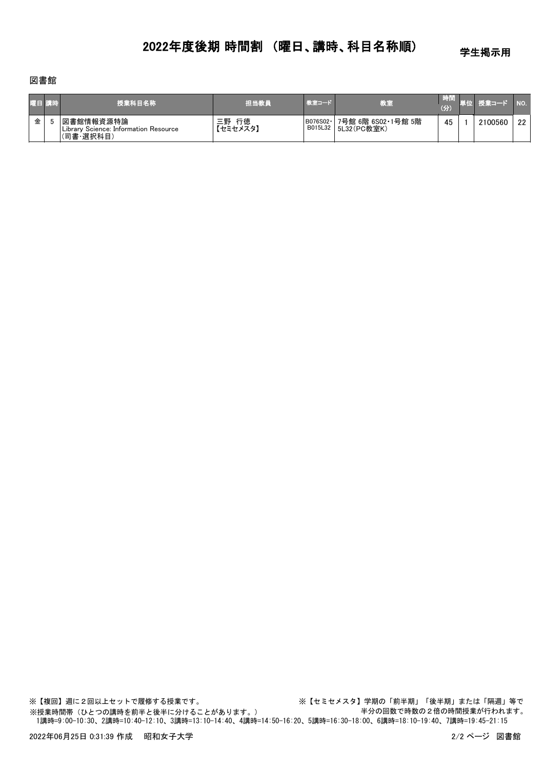# 2022年度後期 時間割 （曜日、講時、科目名称順）

学生掲示用

図書館

| 曜日 | 講時 | 授業科目名称 | 担当教員 | 教室コード | 教室 | 時間（分） | 単位 | 授業コード | NO. |
|---|---|---|---|---|---|---|---|---|---|
| 金 | 5 | 図書館情報資源特論<br>Library Science: Information Resource<br>（司書･選択科目） | 三野 行徳<br>【セミセメスタ】 | B076S02・<br>B015L32 | 7号館 6階 6S02・1号館 5階<br>5L32(PC教室K) | 45 | 1 | 2100560 | 22 |

※【複回】週に２回以上セットで履修する授業です。

※【セミセメスタ】学期の「前半期」「後半期」または「隔週」等で半分の回数で時数の２倍の時間授業が行われます。

※授業時間帯（ひとつの講時を前半と後半に分けることがあります。）

1講時=9:00-10:30、2講時=10:40-12:10、3講時=13:10-14:40、4講時=14:50-16:20、5講時=16:30-18:00、6講時=18:10-19:40、7講時=19:45-21:15

2022年06月25日 0:31:39 作成　昭和女子大学